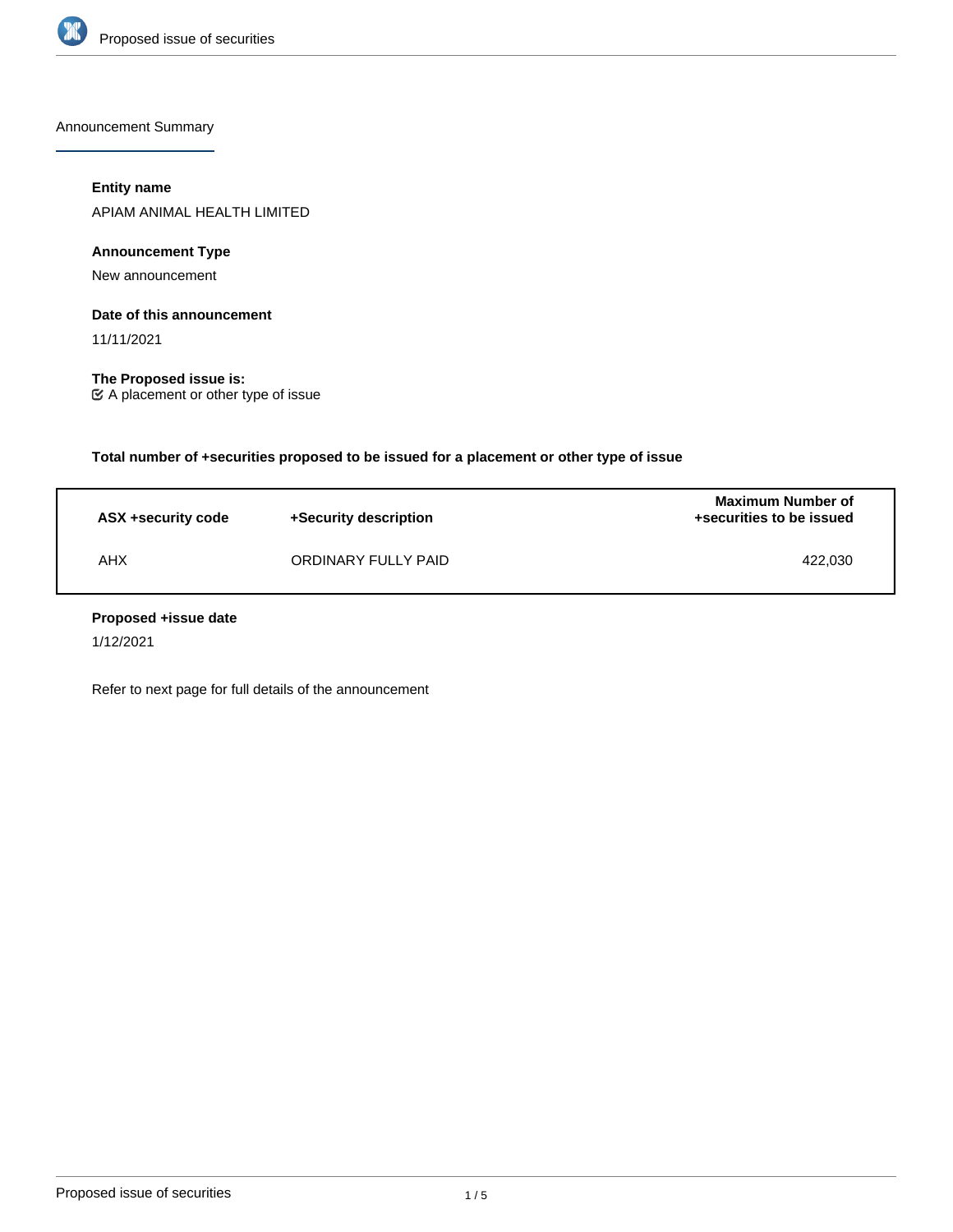## Announcement Summary

**Entity name**

APIAM ANIMAL HEALTH LIMITED

**Announcement Type**

New announcement

**Date of this announcement**

11/11/2021

**The Proposed issue is:**

☑ A placement or other type of issue

**Total number of +securities proposed to be issued for a placement or other type of issue**

| ASX +security code | +Security description | Maximum Number of +securities to be issued |
|---|---|---|
| AHX | ORDINARY FULLY PAID | 422,030 |

**Proposed +issue date**

1/12/2021

Refer to next page for full details of the announcement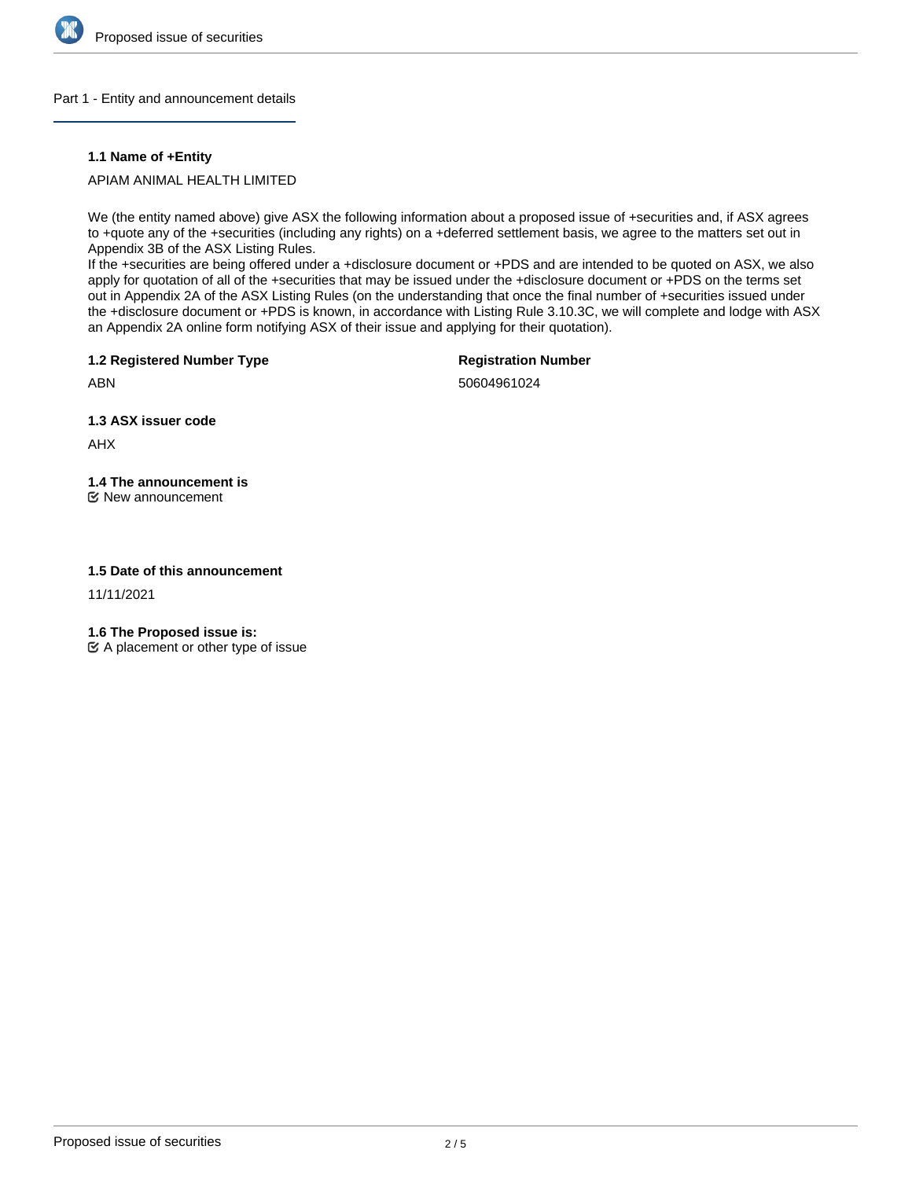## Part 1 - Entity and announcement details

### 1.1 Name of +Entity

APIAM ANIMAL HEALTH LIMITED

We (the entity named above) give ASX the following information about a proposed issue of +securities and, if ASX agrees to +quote any of the +securities (including any rights) on a +deferred settlement basis, we agree to the matters set out in Appendix 3B of the ASX Listing Rules.
If the +securities are being offered under a +disclosure document or +PDS and are intended to be quoted on ASX, we also apply for quotation of all of the +securities that may be issued under the +disclosure document or +PDS on the terms set out in Appendix 2A of the ASX Listing Rules (on the understanding that once the final number of +securities issued under the +disclosure document or +PDS is known, in accordance with Listing Rule 3.10.3C, we will complete and lodge with ASX an Appendix 2A online form notifying ASX of their issue and applying for their quotation).

**1.2 Registered Number Type**

ABN

**Registration Number**

50604961024

**1.3 ASX issuer code**

AHX

**1.4 The announcement is**

☑ New announcement

**1.5 Date of this announcement**

11/11/2021

**1.6 The Proposed issue is:**

☑ A placement or other type of issue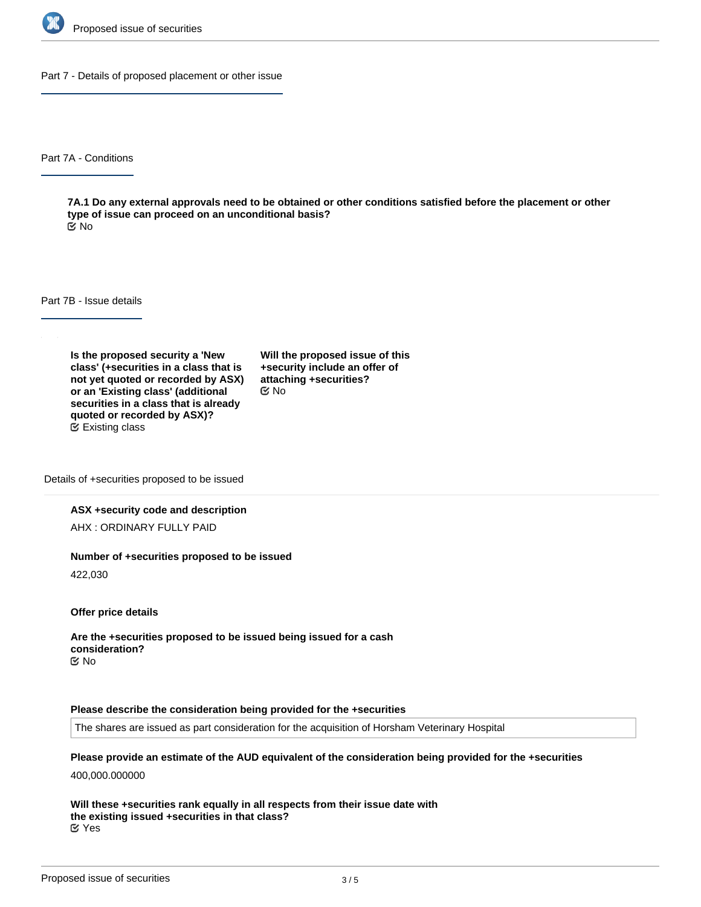## Part 7 - Details of proposed placement or other issue

### Part 7A - Conditions

**7A.1 Do any external approvals need to be obtained or other conditions satisfied before the placement or other type of issue can proceed on an unconditional basis?**
No

### Part 7B - Issue details

**Is the proposed security a 'New class' (+securities in a class that is not yet quoted or recorded by ASX) or an 'Existing class' (additional securities in a class that is already quoted or recorded by ASX)?**
Existing class

**Will the proposed issue of this +security include an offer of attaching +securities?**
No

Details of +securities proposed to be issued

**ASX +security code and description**

AHX : ORDINARY FULLY PAID

**Number of +securities proposed to be issued**

422,030

**Offer price details**

**Are the +securities proposed to be issued being issued for a cash consideration?**
No

**Please describe the consideration being provided for the +securities**

The shares are issued as part consideration for the acquisition of Horsham Veterinary Hospital

**Please provide an estimate of the AUD equivalent of the consideration being provided for the +securities**

400,000.000000

**Will these +securities rank equally in all respects from their issue date with the existing issued +securities in that class?**
Yes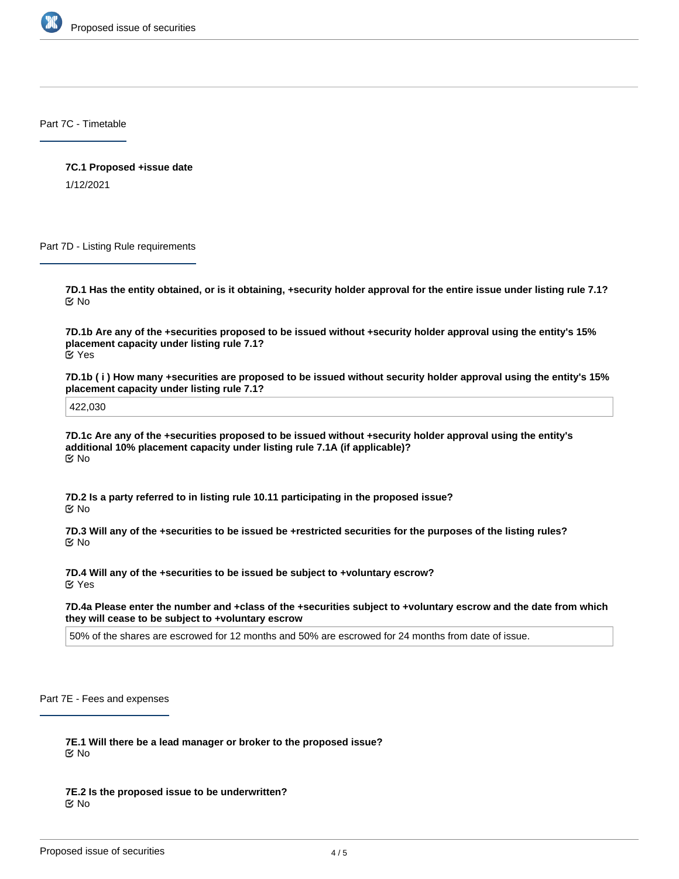## Part 7C - Timetable

**7C.1 Proposed +issue date**

1/12/2021

## Part 7D - Listing Rule requirements

**7D.1 Has the entity obtained, or is it obtaining, +security holder approval for the entire issue under listing rule 7.1?**

No

**7D.1b Are any of the +securities proposed to be issued without +security holder approval using the entity's 15% placement capacity under listing rule 7.1?**

Yes

**7D.1b ( i ) How many +securities are proposed to be issued without security holder approval using the entity's 15% placement capacity under listing rule 7.1?**

422,030

**7D.1c Are any of the +securities proposed to be issued without +security holder approval using the entity's additional 10% placement capacity under listing rule 7.1A (if applicable)?**

No

**7D.2 Is a party referred to in listing rule 10.11 participating in the proposed issue?**

No

**7D.3 Will any of the +securities to be issued be +restricted securities for the purposes of the listing rules?**

No

**7D.4 Will any of the +securities to be issued be subject to +voluntary escrow?**

Yes

**7D.4a Please enter the number and +class of the +securities subject to +voluntary escrow and the date from which they will cease to be subject to +voluntary escrow**

50% of the shares are escrowed for 12 months and 50% are escrowed for 24 months from date of issue.

## Part 7E - Fees and expenses

**7E.1 Will there be a lead manager or broker to the proposed issue?**

No

**7E.2 Is the proposed issue to be underwritten?**

No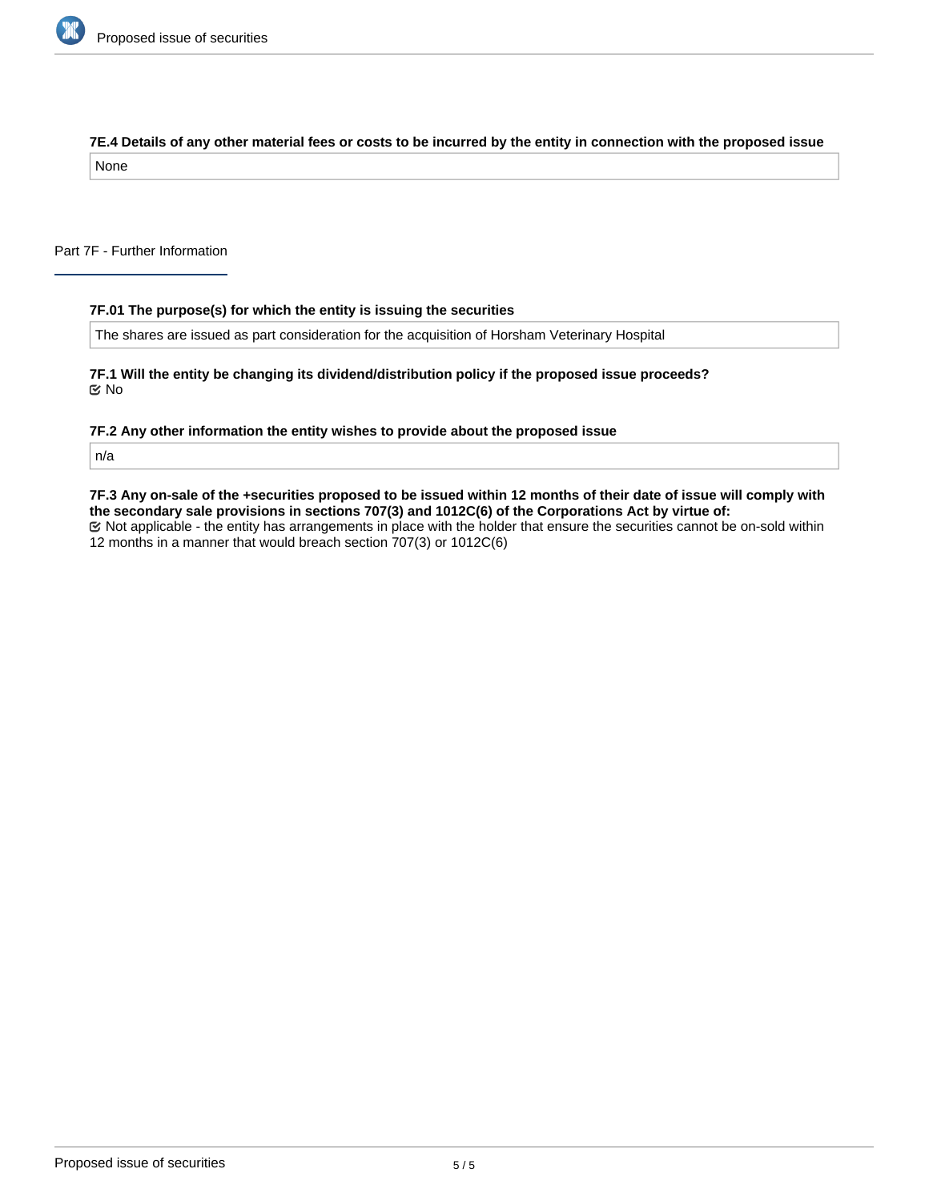**7E.4 Details of any other material fees or costs to be incurred by the entity in connection with the proposed issue**

None

## Part 7F - Further Information

**7F.01 The purpose(s) for which the entity is issuing the securities**

The shares are issued as part consideration for the acquisition of Horsham Veterinary Hospital

**7F.1 Will the entity be changing its dividend/distribution policy if the proposed issue proceeds?**

☑ No

**7F.2 Any other information the entity wishes to provide about the proposed issue**

n/a

**7F.3 Any on-sale of the +securities proposed to be issued within 12 months of their date of issue will comply with the secondary sale provisions in sections 707(3) and 1012C(6) of the Corporations Act by virtue of:**

☑ Not applicable - the entity has arrangements in place with the holder that ensure the securities cannot be on-sold within 12 months in a manner that would breach section 707(3) or 1012C(6)